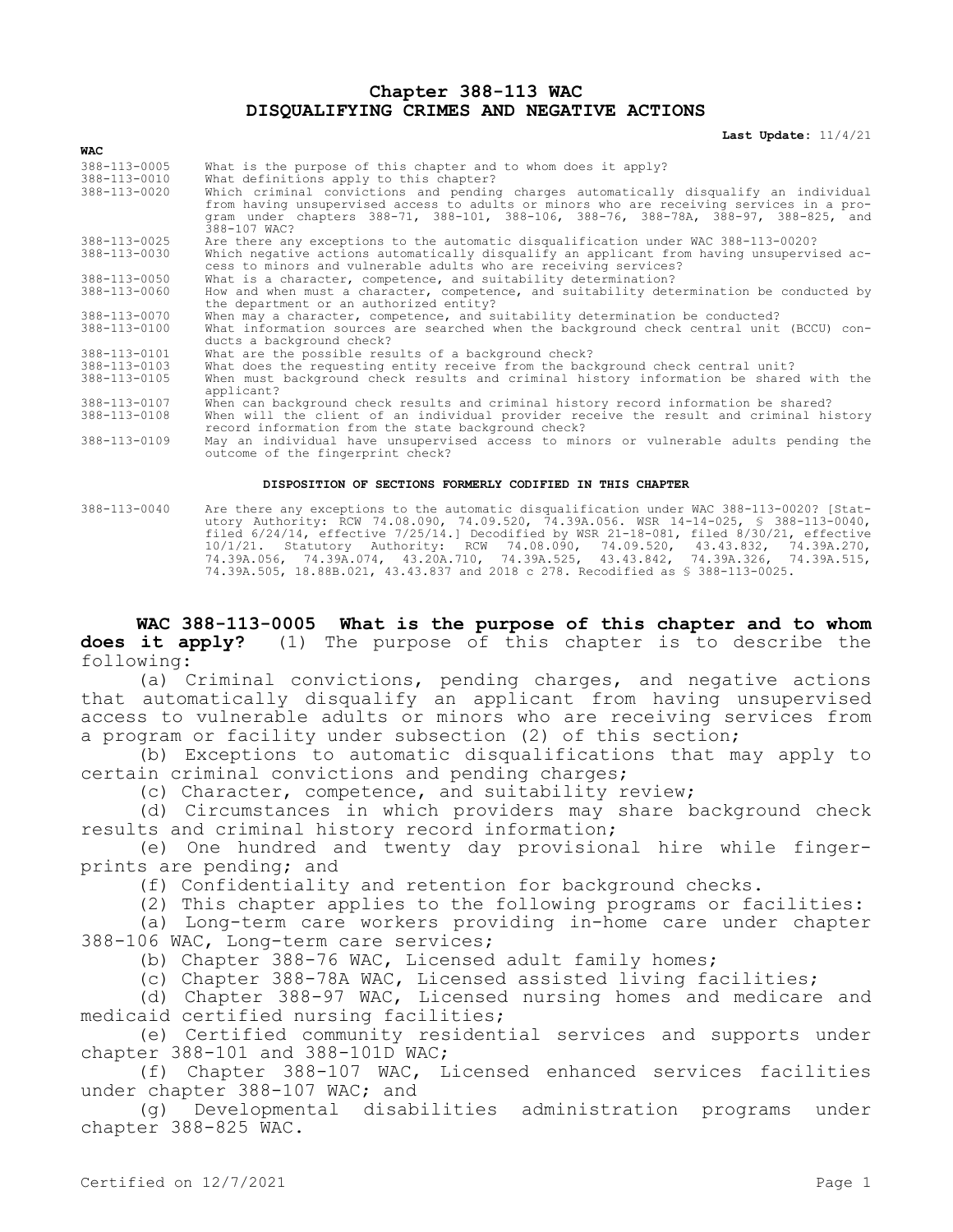# Chapter 388-113 WAC
# DISQUALIFYING CRIMES AND NEGATIVE ACTIONS

**Last Update:** 11/4/21

| WAC | |
|---|---|
| 388-113-0005 | What is the purpose of this chapter and to whom does it apply? |
| 388-113-0010 | What definitions apply to this chapter? |
| 388-113-0020 | Which criminal convictions and pending charges automatically disqualify an individual from having unsupervised access to adults or minors who are receiving services in a program under chapters 388-71, 388-101, 388-106, 388-76, 388-78A, 388-97, 388-825, and 388-107 WAC? |
| 388-113-0025 | Are there any exceptions to the automatic disqualification under WAC 388-113-0020? |
| 388-113-0030 | Which negative actions automatically disqualify an applicant from having unsupervised access to minors and vulnerable adults who are receiving services? |
| 388-113-0050 | What is a character, competence, and suitability determination? |
| 388-113-0060 | How and when must a character, competence, and suitability determination be conducted by the department or an authorized entity? |
| 388-113-0070 | When may a character, competence, and suitability determination be conducted? |
| 388-113-0100 | What information sources are searched when the background check central unit (BCCU) conducts a background check? |
| 388-113-0101 | What are the possible results of a background check? |
| 388-113-0103 | What does the requesting entity receive from the background check central unit? |
| 388-113-0105 | When must background check results and criminal history information be shared with the applicant? |
| 388-113-0107 | When can background check results and criminal history record information be shared? |
| 388-113-0108 | When will the client of an individual provider receive the result and criminal history record information from the state background check? |
| 388-113-0109 | May an individual have unsupervised access to minors or vulnerable adults pending the outcome of the fingerprint check? |

**DISPOSITION OF SECTIONS FORMERLY CODIFIED IN THIS CHAPTER**

| | |
|---|---|
| 388-113-0040 | Are there any exceptions to the automatic disqualification under WAC 388-113-0020? [Statutory Authority: RCW 74.08.090, 74.09.520, 74.39A.056. WSR 14-14-025, § 388-113-0040, filed 6/24/14, effective 7/25/14.] Decodified by WSR 21-18-081, filed 8/30/21, effective 10/1/21. Statutory Authority: RCW 74.08.090, 74.09.520, 43.43.832, 74.39A.270, 74.39A.056, 74.39A.074, 43.20A.710, 74.39A.525, 43.43.842, 74.39A.326, 74.39A.515, 74.39A.505, 18.88B.021, 43.43.837 and 2018 c 278. Recodified as § 388-113-0025. |

**WAC 388-113-0005 What is the purpose of this chapter and to whom does it apply?** (1) The purpose of this chapter is to describe the following:

(a) Criminal convictions, pending charges, and negative actions that automatically disqualify an applicant from having unsupervised access to vulnerable adults or minors who are receiving services from a program or facility under subsection (2) of this section;

(b) Exceptions to automatic disqualifications that may apply to certain criminal convictions and pending charges;

(c) Character, competence, and suitability review;

(d) Circumstances in which providers may share background check results and criminal history record information;

(e) One hundred and twenty day provisional hire while fingerprints are pending; and

(f) Confidentiality and retention for background checks.

(2) This chapter applies to the following programs or facilities:

(a) Long-term care workers providing in-home care under chapter 388-106 WAC, Long-term care services;

(b) Chapter 388-76 WAC, Licensed adult family homes;

(c) Chapter 388-78A WAC, Licensed assisted living facilities;

(d) Chapter 388-97 WAC, Licensed nursing homes and medicare and medicaid certified nursing facilities;

(e) Certified community residential services and supports under chapter 388-101 and 388-101D WAC;

(f) Chapter 388-107 WAC, Licensed enhanced services facilities under chapter 388-107 WAC; and

(g) Developmental disabilities administration programs under chapter 388-825 WAC.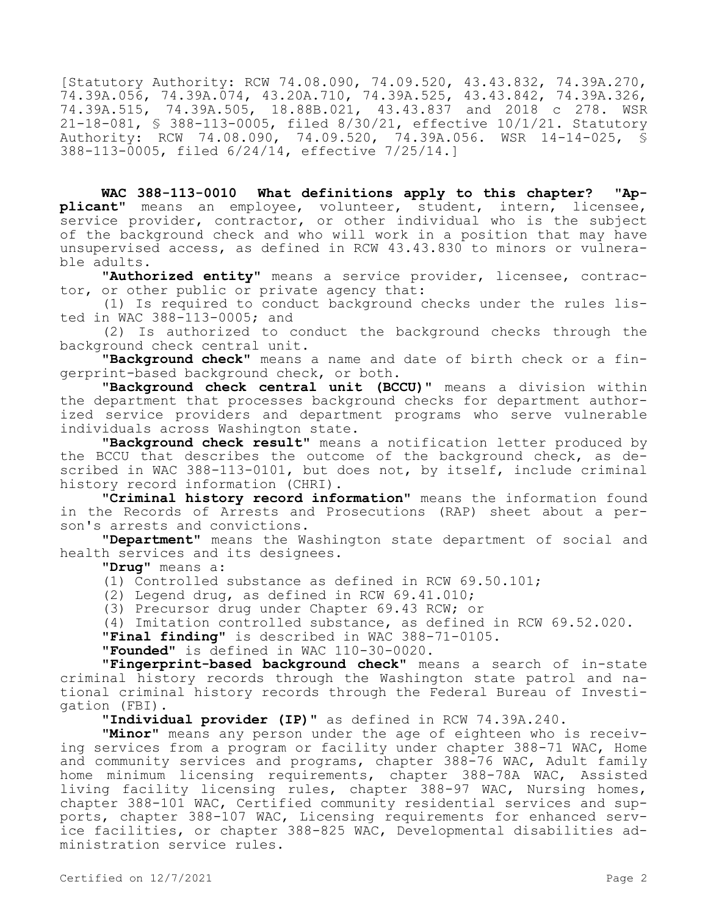[Statutory Authority: RCW 74.08.090, 74.09.520, 43.43.832, 74.39A.270, 74.39A.056, 74.39A.074, 43.20A.710, 74.39A.525, 43.43.842, 74.39A.326, 74.39A.515, 74.39A.505, 18.88B.021, 43.43.837 and 2018 c 278. WSR 21-18-081, § 388-113-0005, filed 8/30/21, effective 10/1/21. Statutory Authority: RCW 74.08.090, 74.09.520, 74.39A.056. WSR 14-14-025, § 388-113-0005, filed 6/24/14, effective 7/25/14.]

**WAC 388-113-0010 What definitions apply to this chapter?** "**Applicant**" means an employee, volunteer, student, intern, licensee, service provider, contractor, or other individual who is the subject of the background check and who will work in a position that may have unsupervised access, as defined in RCW 43.43.830 to minors or vulnerable adults.

"**Authorized entity**" means a service provider, licensee, contractor, or other public or private agency that:

(1) Is required to conduct background checks under the rules listed in WAC 388-113-0005; and

(2) Is authorized to conduct the background checks through the background check central unit.

"**Background check**" means a name and date of birth check or a fingerprint-based background check, or both.

"**Background check central unit (BCCU)**" means a division within the department that processes background checks for department authorized service providers and department programs who serve vulnerable individuals across Washington state.

"**Background check result**" means a notification letter produced by the BCCU that describes the outcome of the background check, as described in WAC 388-113-0101, but does not, by itself, include criminal history record information (CHRI).

"**Criminal history record information**" means the information found in the Records of Arrests and Prosecutions (RAP) sheet about a person's arrests and convictions.

"**Department**" means the Washington state department of social and health services and its designees.

"**Drug**" means a:

(1) Controlled substance as defined in RCW 69.50.101;

(2) Legend drug, as defined in RCW 69.41.010;

(3) Precursor drug under Chapter 69.43 RCW; or

(4) Imitation controlled substance, as defined in RCW 69.52.020.

"**Final finding**" is described in WAC 388-71-0105.

"**Founded**" is defined in WAC 110-30-0020.

"**Fingerprint-based background check**" means a search of in-state criminal history records through the Washington state patrol and national criminal history records through the Federal Bureau of Investigation (FBI).

"**Individual provider (IP)**" as defined in RCW 74.39A.240.

"**Minor**" means any person under the age of eighteen who is receiving services from a program or facility under chapter 388-71 WAC, Home and community services and programs, chapter 388-76 WAC, Adult family home minimum licensing requirements, chapter 388-78A WAC, Assisted living facility licensing rules, chapter 388-97 WAC, Nursing homes, chapter 388-101 WAC, Certified community residential services and supports, chapter 388-107 WAC, Licensing requirements for enhanced service facilities, or chapter 388-825 WAC, Developmental disabilities administration service rules.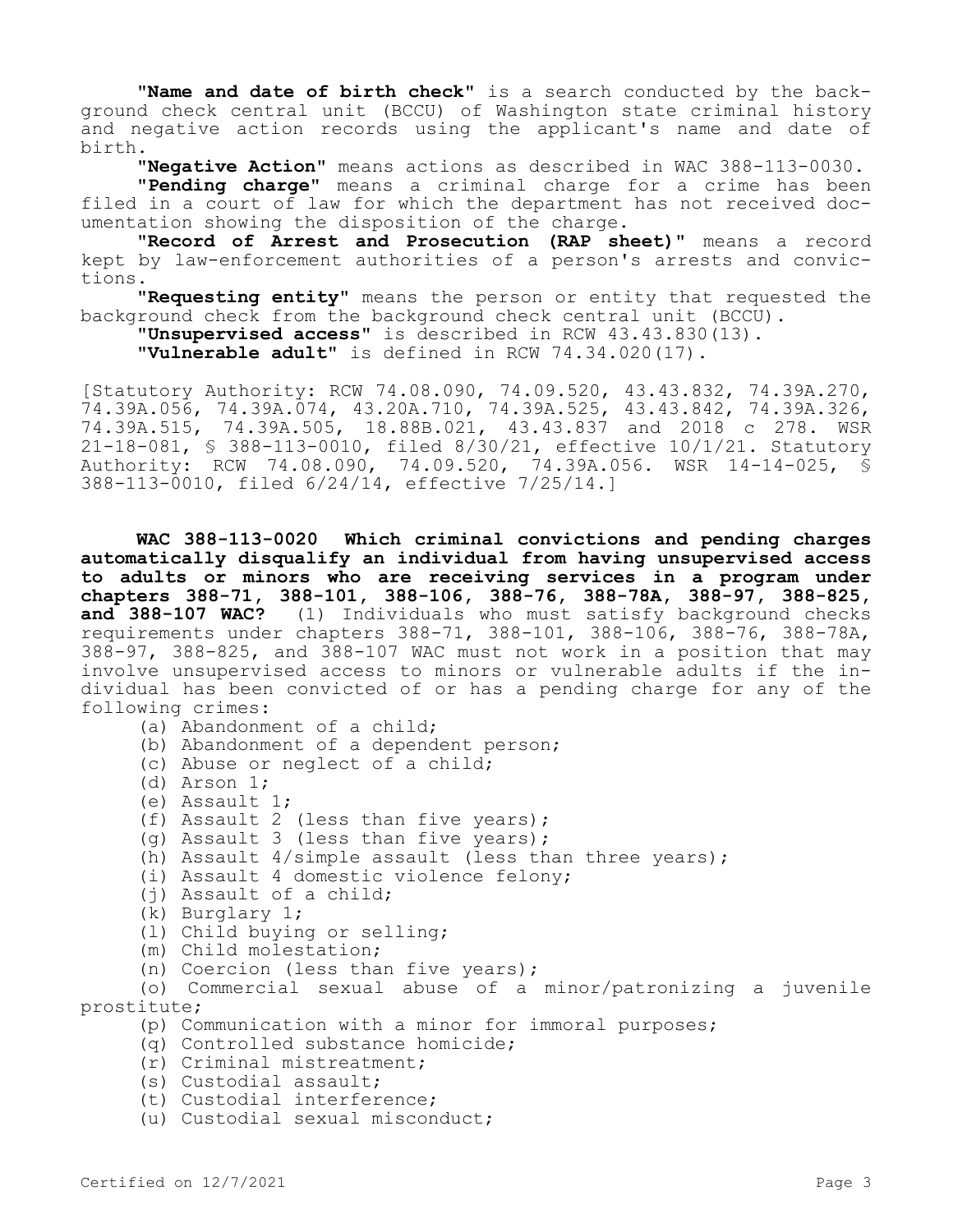"**Name and date of birth check**" is a search conducted by the background check central unit (BCCU) of Washington state criminal history and negative action records using the applicant's name and date of birth.

"**Negative Action**" means actions as described in WAC 388-113-0030.

"**Pending charge**" means a criminal charge for a crime has been filed in a court of law for which the department has not received documentation showing the disposition of the charge.

"**Record of Arrest and Prosecution (RAP sheet)**" means a record kept by law-enforcement authorities of a person's arrests and convictions.

"**Requesting entity**" means the person or entity that requested the background check from the background check central unit (BCCU).

"**Unsupervised access**" is described in RCW 43.43.830(13).

"**Vulnerable adult**" is defined in RCW 74.34.020(17).

[Statutory Authority: RCW 74.08.090, 74.09.520, 43.43.832, 74.39A.270, 74.39A.056, 74.39A.074, 43.20A.710, 74.39A.525, 43.43.842, 74.39A.326, 74.39A.515, 74.39A.505, 18.88B.021, 43.43.837 and 2018 c 278. WSR 21-18-081, § 388-113-0010, filed 8/30/21, effective 10/1/21. Statutory Authority: RCW 74.08.090, 74.09.520, 74.39A.056. WSR 14-14-025, § 388-113-0010, filed 6/24/14, effective 7/25/14.]

**WAC 388-113-0020 Which criminal convictions and pending charges automatically disqualify an individual from having unsupervised access to adults or minors who are receiving services in a program under chapters 388-71, 388-101, 388-106, 388-76, 388-78A, 388-97, 388-825, and 388-107 WAC?** (1) Individuals who must satisfy background checks requirements under chapters 388-71, 388-101, 388-106, 388-76, 388-78A, 388-97, 388-825, and 388-107 WAC must not work in a position that may involve unsupervised access to minors or vulnerable adults if the individual has been convicted of or has a pending charge for any of the following crimes:

(a) Abandonment of a child;

(b) Abandonment of a dependent person;

(c) Abuse or neglect of a child;

(d) Arson 1;

(e) Assault 1;

(f) Assault 2 (less than five years);

(g) Assault 3 (less than five years);

(h) Assault 4/simple assault (less than three years);

(i) Assault 4 domestic violence felony;

(j) Assault of a child;

(k) Burglary 1;

(l) Child buying or selling;

(m) Child molestation;

(n) Coercion (less than five years);

(o) Commercial sexual abuse of a minor/patronizing a juvenile prostitute;

(p) Communication with a minor for immoral purposes;

(q) Controlled substance homicide;

(r) Criminal mistreatment;

(s) Custodial assault;

(t) Custodial interference;

(u) Custodial sexual misconduct;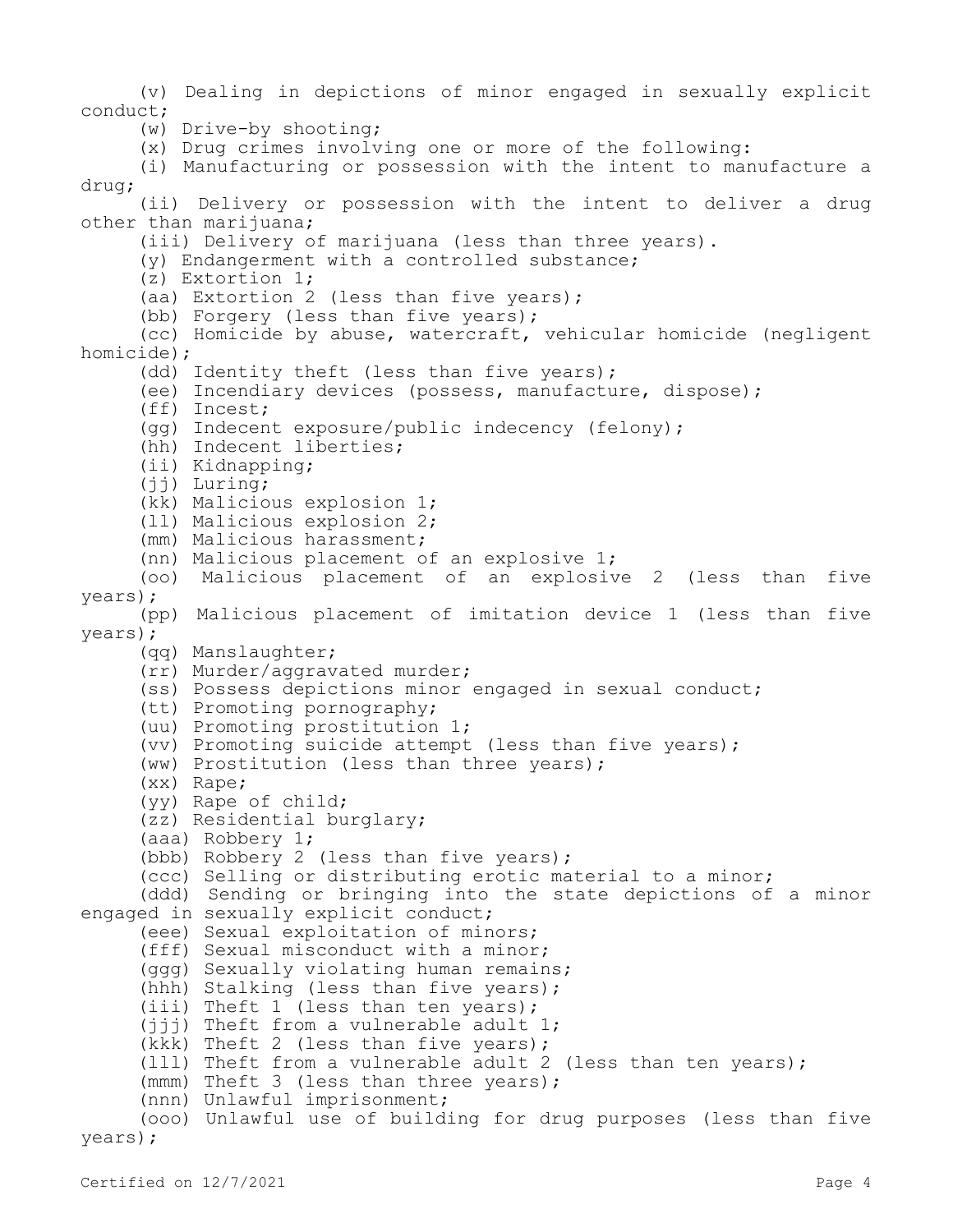(v) Dealing in depictions of minor engaged in sexually explicit conduct;

(w) Drive-by shooting;

(x) Drug crimes involving one or more of the following:

(i) Manufacturing or possession with the intent to manufacture a drug;

(ii) Delivery or possession with the intent to deliver a drug other than marijuana;

(iii) Delivery of marijuana (less than three years).

(y) Endangerment with a controlled substance;

(z) Extortion 1;

(aa) Extortion 2 (less than five years);

(bb) Forgery (less than five years);

(cc) Homicide by abuse, watercraft, vehicular homicide (negligent homicide);

(dd) Identity theft (less than five years);

(ee) Incendiary devices (possess, manufacture, dispose);

(ff) Incest;

(gg) Indecent exposure/public indecency (felony);

(hh) Indecent liberties;

(ii) Kidnapping;

(jj) Luring;

(kk) Malicious explosion 1;

(ll) Malicious explosion 2;

(mm) Malicious harassment;

(nn) Malicious placement of an explosive 1;

(oo) Malicious placement of an explosive 2 (less than five years);

(pp) Malicious placement of imitation device 1 (less than five years);

(qq) Manslaughter;

(rr) Murder/aggravated murder;

(ss) Possess depictions minor engaged in sexual conduct;

(tt) Promoting pornography;

(uu) Promoting prostitution 1;

(vv) Promoting suicide attempt (less than five years);

(ww) Prostitution (less than three years);

(xx) Rape;

(yy) Rape of child;

(zz) Residential burglary;

(aaa) Robbery 1;

(bbb) Robbery 2 (less than five years);

(ccc) Selling or distributing erotic material to a minor;

(ddd) Sending or bringing into the state depictions of a minor engaged in sexually explicit conduct;

(eee) Sexual exploitation of minors;

(fff) Sexual misconduct with a minor;

(ggg) Sexually violating human remains;

(hhh) Stalking (less than five years);

(iii) Theft 1 (less than ten years);

(jjj) Theft from a vulnerable adult 1;

(kkk) Theft 2 (less than five years);

(lll) Theft from a vulnerable adult 2 (less than ten years);

(mmm) Theft 3 (less than three years);

(nnn) Unlawful imprisonment;

(ooo) Unlawful use of building for drug purposes (less than five years);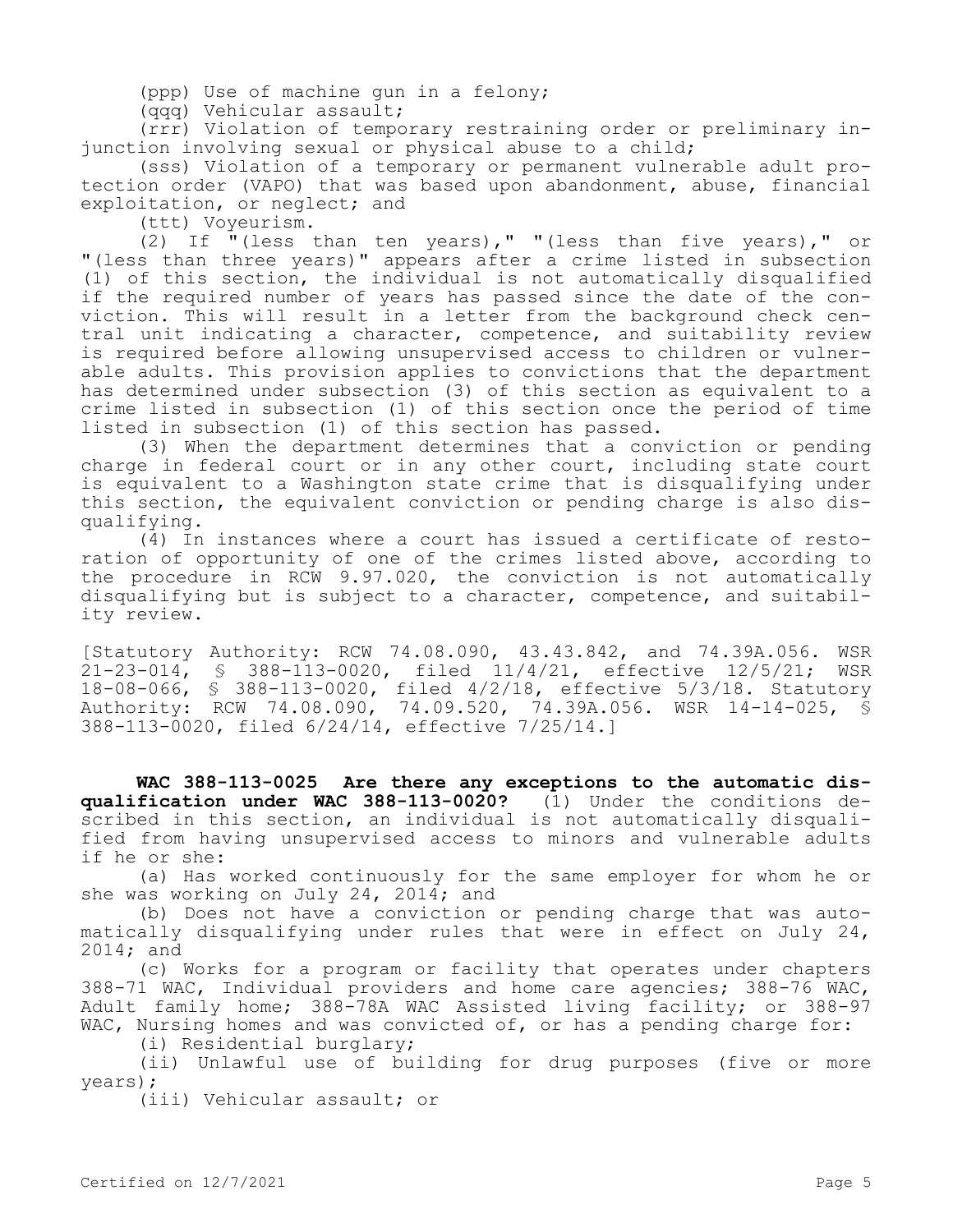(ppp) Use of machine gun in a felony;

(qqq) Vehicular assault;

(rrr) Violation of temporary restraining order or preliminary injunction involving sexual or physical abuse to a child;

(sss) Violation of a temporary or permanent vulnerable adult protection order (VAPO) that was based upon abandonment, abuse, financial exploitation, or neglect; and

(ttt) Voyeurism.

(2) If "(less than ten years)," "(less than five years)," or "(less than three years)" appears after a crime listed in subsection (1) of this section, the individual is not automatically disqualified if the required number of years has passed since the date of the conviction. This will result in a letter from the background check central unit indicating a character, competence, and suitability review is required before allowing unsupervised access to children or vulnerable adults. This provision applies to convictions that the department has determined under subsection (3) of this section as equivalent to a crime listed in subsection (1) of this section once the period of time listed in subsection (1) of this section has passed.

(3) When the department determines that a conviction or pending charge in federal court or in any other court, including state court is equivalent to a Washington state crime that is disqualifying under this section, the equivalent conviction or pending charge is also disqualifying.

(4) In instances where a court has issued a certificate of restoration of opportunity of one of the crimes listed above, according to the procedure in RCW 9.97.020, the conviction is not automatically disqualifying but is subject to a character, competence, and suitability review.

[Statutory Authority: RCW 74.08.090, 43.43.842, and 74.39A.056. WSR 21-23-014, § 388-113-0020, filed 11/4/21, effective 12/5/21; WSR 18-08-066, § 388-113-0020, filed 4/2/18, effective 5/3/18. Statutory Authority: RCW 74.08.090, 74.09.520, 74.39A.056. WSR 14-14-025, § 388-113-0020, filed 6/24/14, effective 7/25/14.]

**WAC 388-113-0025 Are there any exceptions to the automatic disqualification under WAC 388-113-0020?** (1) Under the conditions described in this section, an individual is not automatically disqualified from having unsupervised access to minors and vulnerable adults if he or she:

(a) Has worked continuously for the same employer for whom he or she was working on July 24, 2014; and

(b) Does not have a conviction or pending charge that was automatically disqualifying under rules that were in effect on July 24, 2014; and

(c) Works for a program or facility that operates under chapters 388-71 WAC, Individual providers and home care agencies; 388-76 WAC, Adult family home; 388-78A WAC Assisted living facility; or 388-97 WAC, Nursing homes and was convicted of, or has a pending charge for:

(i) Residential burglary;

(ii) Unlawful use of building for drug purposes (five or more years);

(iii) Vehicular assault; or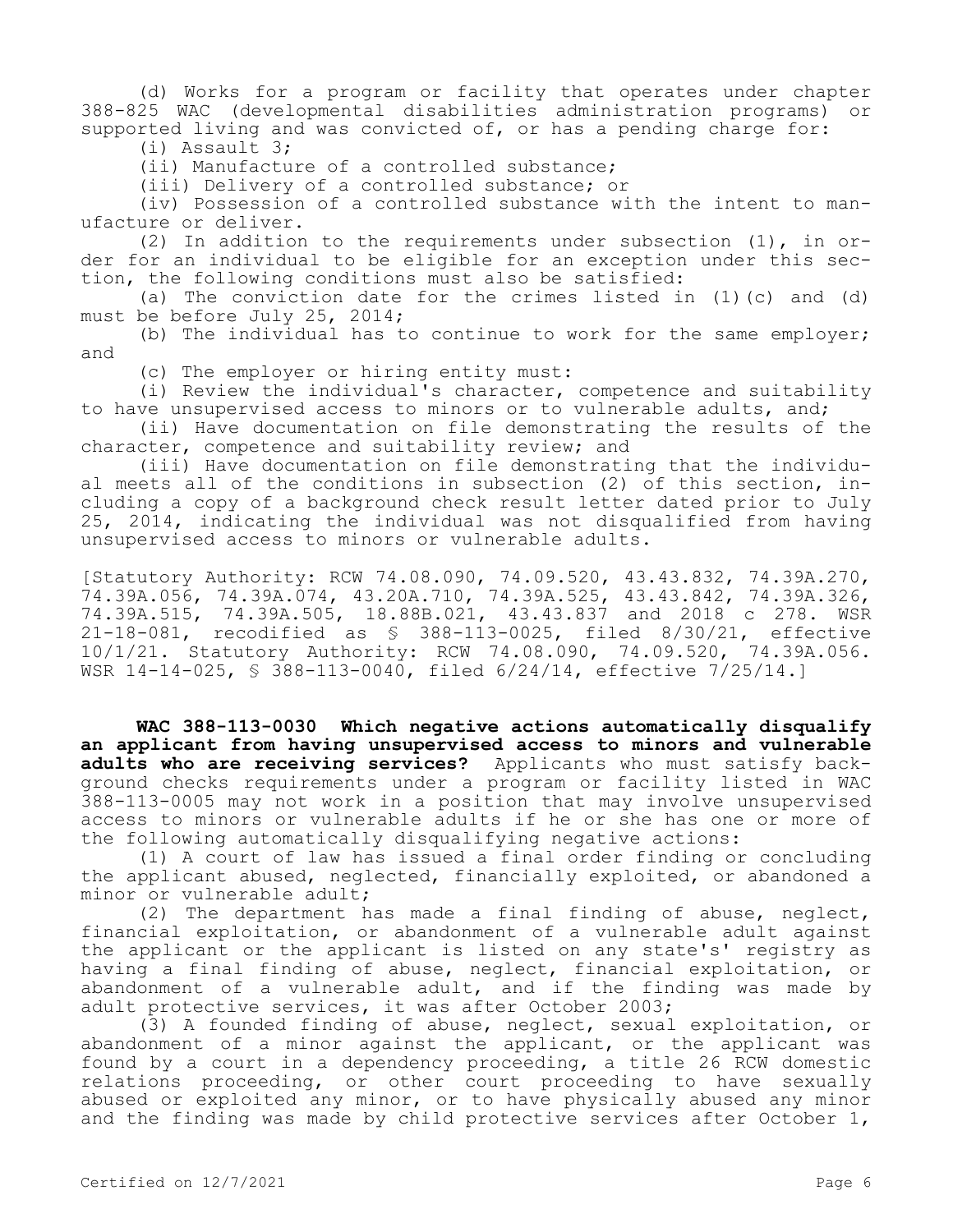(d) Works for a program or facility that operates under chapter 388-825 WAC (developmental disabilities administration programs) or supported living and was convicted of, or has a pending charge for:

(i) Assault 3;

(ii) Manufacture of a controlled substance;

(iii) Delivery of a controlled substance; or

(iv) Possession of a controlled substance with the intent to manufacture or deliver.

(2) In addition to the requirements under subsection (1), in order for an individual to be eligible for an exception under this section, the following conditions must also be satisfied:

(a) The conviction date for the crimes listed in (1)(c) and (d) must be before July 25, 2014;

(b) The individual has to continue to work for the same employer; and

(c) The employer or hiring entity must:

(i) Review the individual's character, competence and suitability to have unsupervised access to minors or to vulnerable adults, and;

(ii) Have documentation on file demonstrating the results of the character, competence and suitability review; and

(iii) Have documentation on file demonstrating that the individual meets all of the conditions in subsection (2) of this section, including a copy of a background check result letter dated prior to July 25, 2014, indicating the individual was not disqualified from having unsupervised access to minors or vulnerable adults.

[Statutory Authority: RCW 74.08.090, 74.09.520, 43.43.832, 74.39A.270, 74.39A.056, 74.39A.074, 43.20A.710, 74.39A.525, 43.43.842, 74.39A.326, 74.39A.515, 74.39A.505, 18.88B.021, 43.43.837 and 2018 c 278. WSR 21-18-081, recodified as § 388-113-0025, filed 8/30/21, effective 10/1/21. Statutory Authority: RCW 74.08.090, 74.09.520, 74.39A.056. WSR 14-14-025, § 388-113-0040, filed 6/24/14, effective 7/25/14.]

**WAC 388-113-0030 Which negative actions automatically disqualify an applicant from having unsupervised access to minors and vulnerable adults who are receiving services?** Applicants who must satisfy background checks requirements under a program or facility listed in WAC 388-113-0005 may not work in a position that may involve unsupervised access to minors or vulnerable adults if he or she has one or more of the following automatically disqualifying negative actions:

(1) A court of law has issued a final order finding or concluding the applicant abused, neglected, financially exploited, or abandoned a minor or vulnerable adult;

(2) The department has made a final finding of abuse, neglect, financial exploitation, or abandonment of a vulnerable adult against the applicant or the applicant is listed on any state's' registry as having a final finding of abuse, neglect, financial exploitation, or abandonment of a vulnerable adult, and if the finding was made by adult protective services, it was after October 2003;

(3) A founded finding of abuse, neglect, sexual exploitation, or abandonment of a minor against the applicant, or the applicant was found by a court in a dependency proceeding, a title 26 RCW domestic relations proceeding, or other court proceeding to have sexually abused or exploited any minor, or to have physically abused any minor and the finding was made by child protective services after October 1,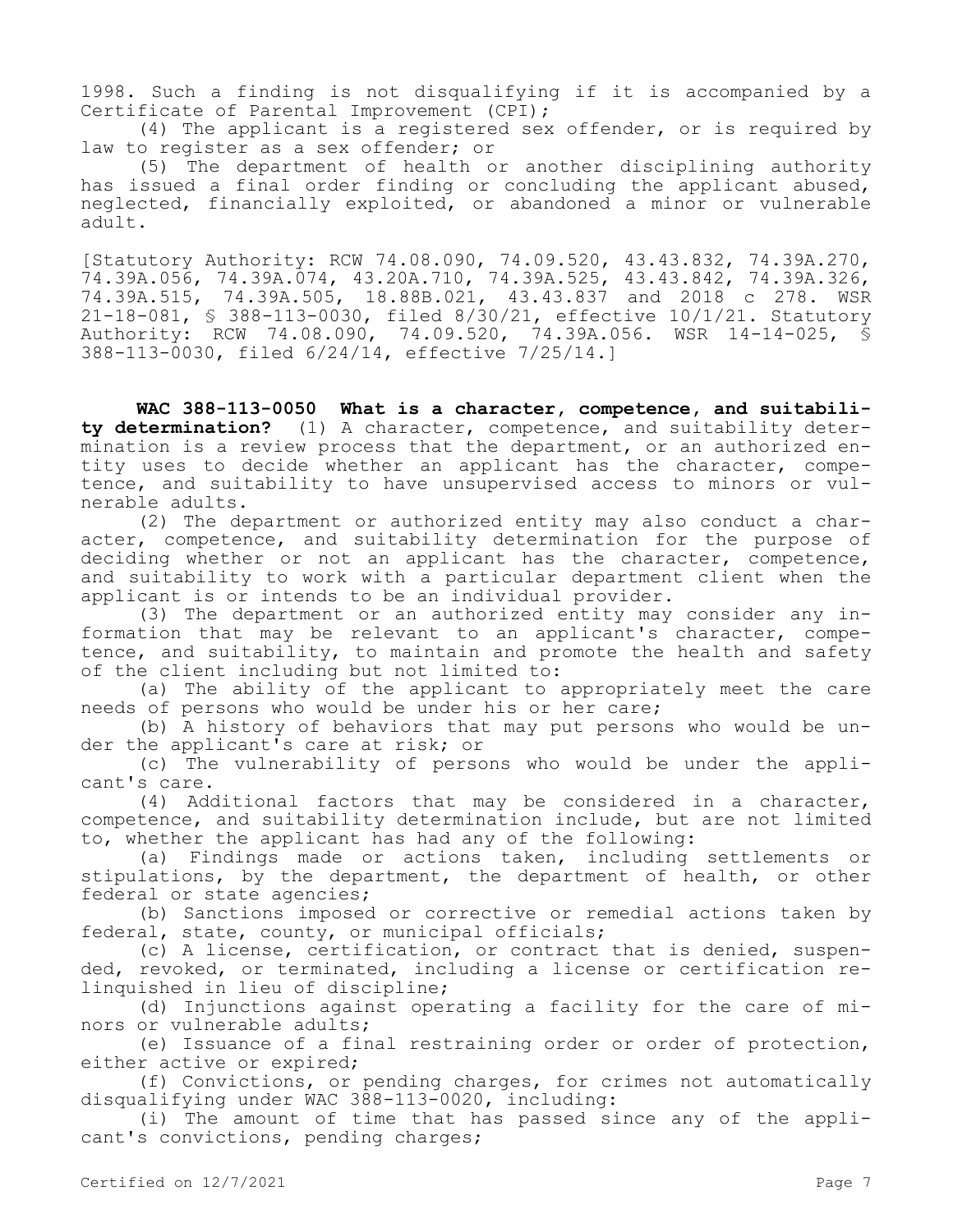1998. Such a finding is not disqualifying if it is accompanied by a Certificate of Parental Improvement (CPI);

(4) The applicant is a registered sex offender, or is required by law to register as a sex offender; or

(5) The department of health or another disciplining authority has issued a final order finding or concluding the applicant abused, neglected, financially exploited, or abandoned a minor or vulnerable adult.

[Statutory Authority: RCW 74.08.090, 74.09.520, 43.43.832, 74.39A.270, 74.39A.056, 74.39A.074, 43.20A.710, 74.39A.525, 43.43.842, 74.39A.326, 74.39A.515, 74.39A.505, 18.88B.021, 43.43.837 and 2018 c 278. WSR 21-18-081, § 388-113-0030, filed 8/30/21, effective 10/1/21. Statutory Authority: RCW 74.08.090, 74.09.520, 74.39A.056. WSR 14-14-025, § 388-113-0030, filed 6/24/14, effective 7/25/14.]

**WAC 388-113-0050 What is a character, competence, and suitability determination?** (1) A character, competence, and suitability determination is a review process that the department, or an authorized entity uses to decide whether an applicant has the character, competence, and suitability to have unsupervised access to minors or vulnerable adults.

(2) The department or authorized entity may also conduct a character, competence, and suitability determination for the purpose of deciding whether or not an applicant has the character, competence, and suitability to work with a particular department client when the applicant is or intends to be an individual provider.

(3) The department or an authorized entity may consider any information that may be relevant to an applicant's character, competence, and suitability, to maintain and promote the health and safety of the client including but not limited to:

(a) The ability of the applicant to appropriately meet the care needs of persons who would be under his or her care;

(b) A history of behaviors that may put persons who would be under the applicant's care at risk; or

(c) The vulnerability of persons who would be under the applicant's care.

(4) Additional factors that may be considered in a character, competence, and suitability determination include, but are not limited to, whether the applicant has had any of the following:

(a) Findings made or actions taken, including settlements or stipulations, by the department, the department of health, or other federal or state agencies;

(b) Sanctions imposed or corrective or remedial actions taken by federal, state, county, or municipal officials;

(c) A license, certification, or contract that is denied, suspended, revoked, or terminated, including a license or certification relinquished in lieu of discipline;

(d) Injunctions against operating a facility for the care of minors or vulnerable adults;

(e) Issuance of a final restraining order or order of protection, either active or expired;

(f) Convictions, or pending charges, for crimes not automatically disqualifying under WAC 388-113-0020, including:

(i) The amount of time that has passed since any of the applicant's convictions, pending charges;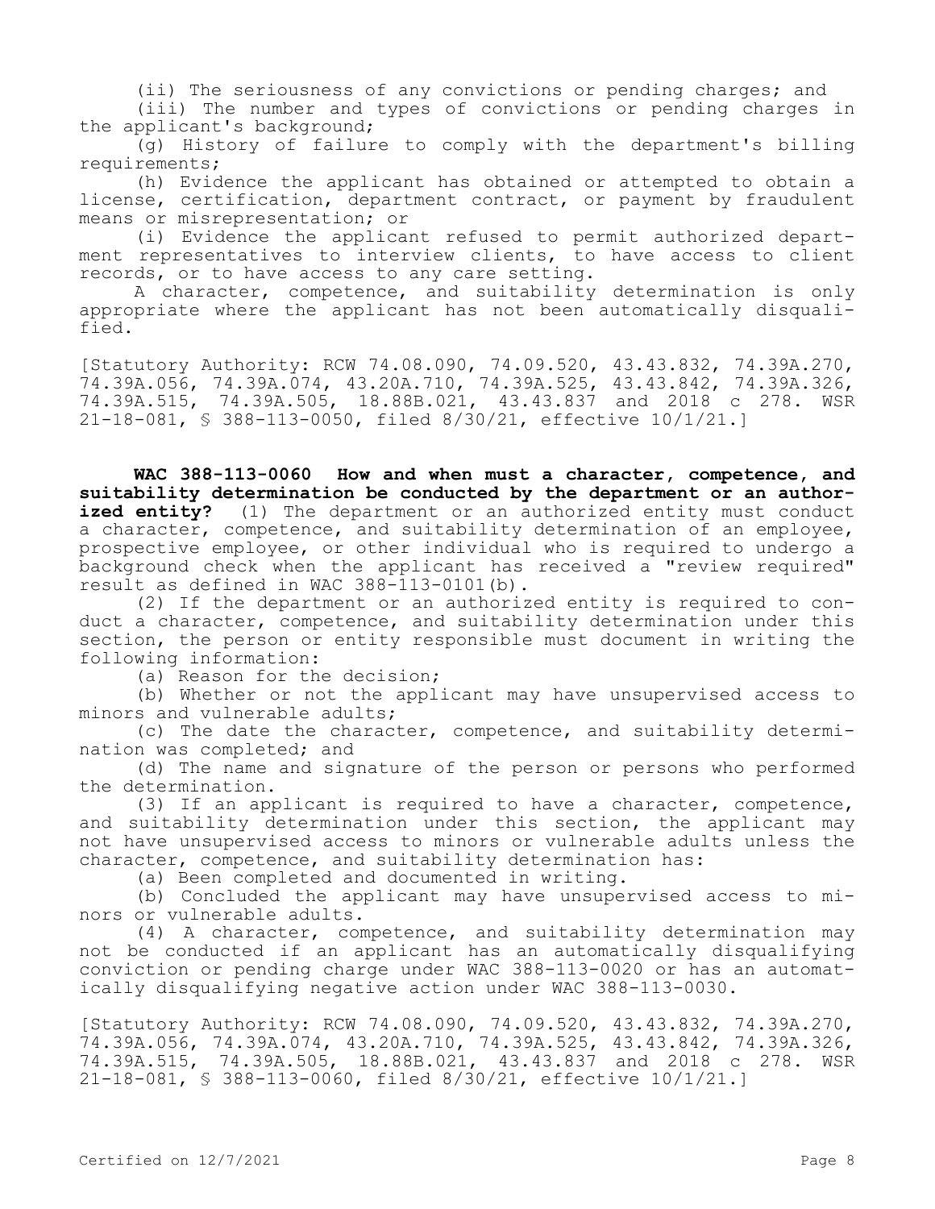(ii) The seriousness of any convictions or pending charges; and

(iii) The number and types of convictions or pending charges in the applicant's background;

(g) History of failure to comply with the department's billing requirements;

(h) Evidence the applicant has obtained or attempted to obtain a license, certification, department contract, or payment by fraudulent means or misrepresentation; or

(i) Evidence the applicant refused to permit authorized department representatives to interview clients, to have access to client records, or to have access to any care setting.

A character, competence, and suitability determination is only appropriate where the applicant has not been automatically disqualified.

[Statutory Authority: RCW 74.08.090, 74.09.520, 43.43.832, 74.39A.270, 74.39A.056, 74.39A.074, 43.20A.710, 74.39A.525, 43.43.842, 74.39A.326, 74.39A.515, 74.39A.505, 18.88B.021, 43.43.837 and 2018 c 278. WSR 21-18-081, § 388-113-0050, filed 8/30/21, effective 10/1/21.]

**WAC 388-113-0060 How and when must a character, competence, and suitability determination be conducted by the department or an authorized entity?** (1) The department or an authorized entity must conduct a character, competence, and suitability determination of an employee, prospective employee, or other individual who is required to undergo a background check when the applicant has received a "review required" result as defined in WAC 388-113-0101(b).

(2) If the department or an authorized entity is required to conduct a character, competence, and suitability determination under this section, the person or entity responsible must document in writing the following information:

(a) Reason for the decision;

(b) Whether or not the applicant may have unsupervised access to minors and vulnerable adults;

(c) The date the character, competence, and suitability determination was completed; and

(d) The name and signature of the person or persons who performed the determination.

(3) If an applicant is required to have a character, competence, and suitability determination under this section, the applicant may not have unsupervised access to minors or vulnerable adults unless the character, competence, and suitability determination has:

(a) Been completed and documented in writing.

(b) Concluded the applicant may have unsupervised access to minors or vulnerable adults.

(4) A character, competence, and suitability determination may not be conducted if an applicant has an automatically disqualifying conviction or pending charge under WAC 388-113-0020 or has an automatically disqualifying negative action under WAC 388-113-0030.

[Statutory Authority: RCW 74.08.090, 74.09.520, 43.43.832, 74.39A.270, 74.39A.056, 74.39A.074, 43.20A.710, 74.39A.525, 43.43.842, 74.39A.326, 74.39A.515, 74.39A.505, 18.88B.021, 43.43.837 and 2018 c 278. WSR 21-18-081, § 388-113-0060, filed 8/30/21, effective 10/1/21.]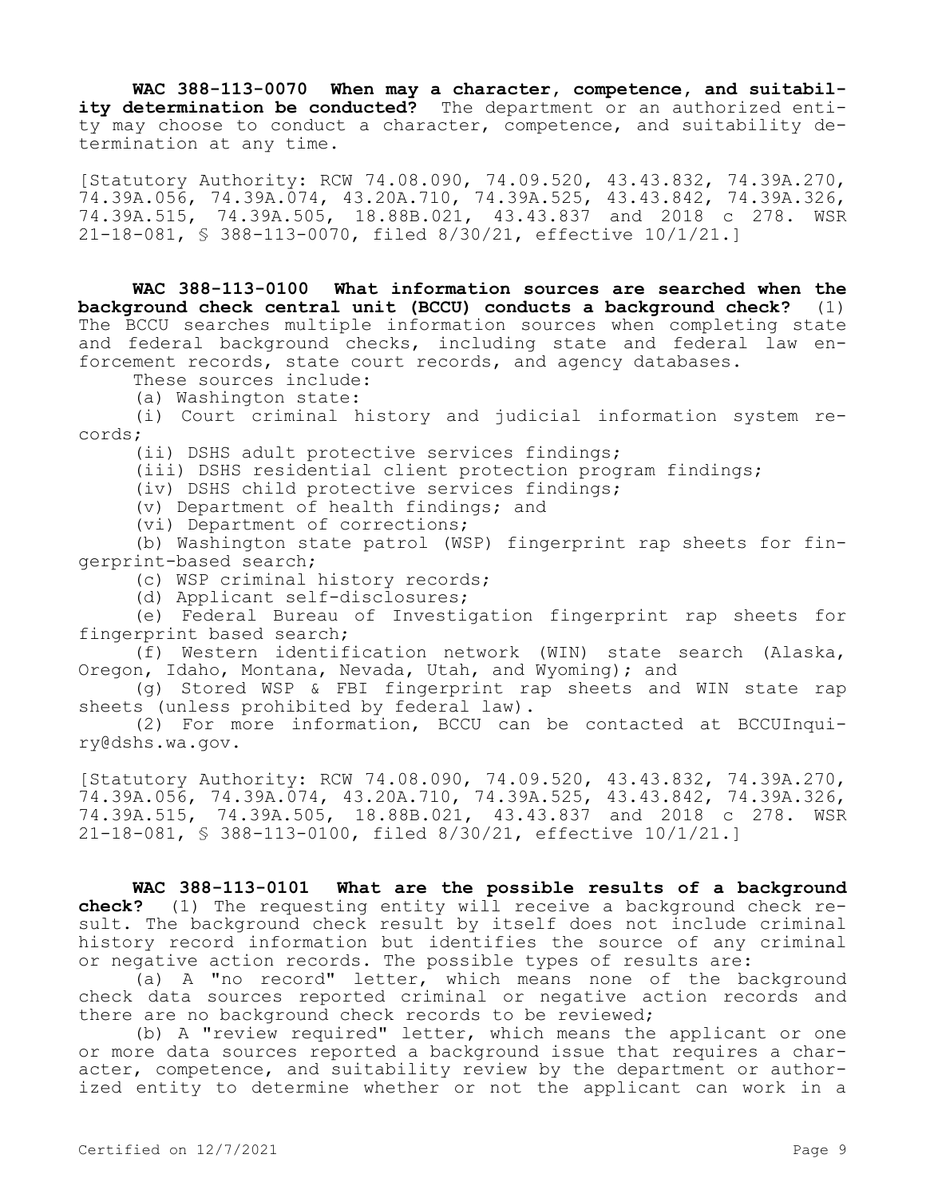**WAC 388-113-0070 When may a character, competence, and suitability determination be conducted?** The department or an authorized entity may choose to conduct a character, competence, and suitability determination at any time.

[Statutory Authority: RCW 74.08.090, 74.09.520, 43.43.832, 74.39A.270, 74.39A.056, 74.39A.074, 43.20A.710, 74.39A.525, 43.43.842, 74.39A.326, 74.39A.515, 74.39A.505, 18.88B.021, 43.43.837 and 2018 c 278. WSR 21-18-081, § 388-113-0070, filed 8/30/21, effective 10/1/21.]

**WAC 388-113-0100 What information sources are searched when the background check central unit (BCCU) conducts a background check?** (1) The BCCU searches multiple information sources when completing state and federal background checks, including state and federal law enforcement records, state court records, and agency databases.

These sources include:

(a) Washington state:

(i) Court criminal history and judicial information system records;

(ii) DSHS adult protective services findings;

(iii) DSHS residential client protection program findings;

(iv) DSHS child protective services findings;

(v) Department of health findings; and

(vi) Department of corrections;

(b) Washington state patrol (WSP) fingerprint rap sheets for fingerprint-based search;

(c) WSP criminal history records;

(d) Applicant self-disclosures;

(e) Federal Bureau of Investigation fingerprint rap sheets for fingerprint based search;

(f) Western identification network (WIN) state search (Alaska, Oregon, Idaho, Montana, Nevada, Utah, and Wyoming); and

(g) Stored WSP & FBI fingerprint rap sheets and WIN state rap sheets (unless prohibited by federal law).

(2) For more information, BCCU can be contacted at BCCUInquiry@dshs.wa.gov.

[Statutory Authority: RCW 74.08.090, 74.09.520, 43.43.832, 74.39A.270, 74.39A.056, 74.39A.074, 43.20A.710, 74.39A.525, 43.43.842, 74.39A.326, 74.39A.515, 74.39A.505, 18.88B.021, 43.43.837 and 2018 c 278. WSR 21-18-081, § 388-113-0100, filed 8/30/21, effective 10/1/21.]

**WAC 388-113-0101 What are the possible results of a background check?** (1) The requesting entity will receive a background check result. The background check result by itself does not include criminal history record information but identifies the source of any criminal or negative action records. The possible types of results are:

(a) A "no record" letter, which means none of the background check data sources reported criminal or negative action records and there are no background check records to be reviewed;

(b) A "review required" letter, which means the applicant or one or more data sources reported a background issue that requires a character, competence, and suitability review by the department or authorized entity to determine whether or not the applicant can work in a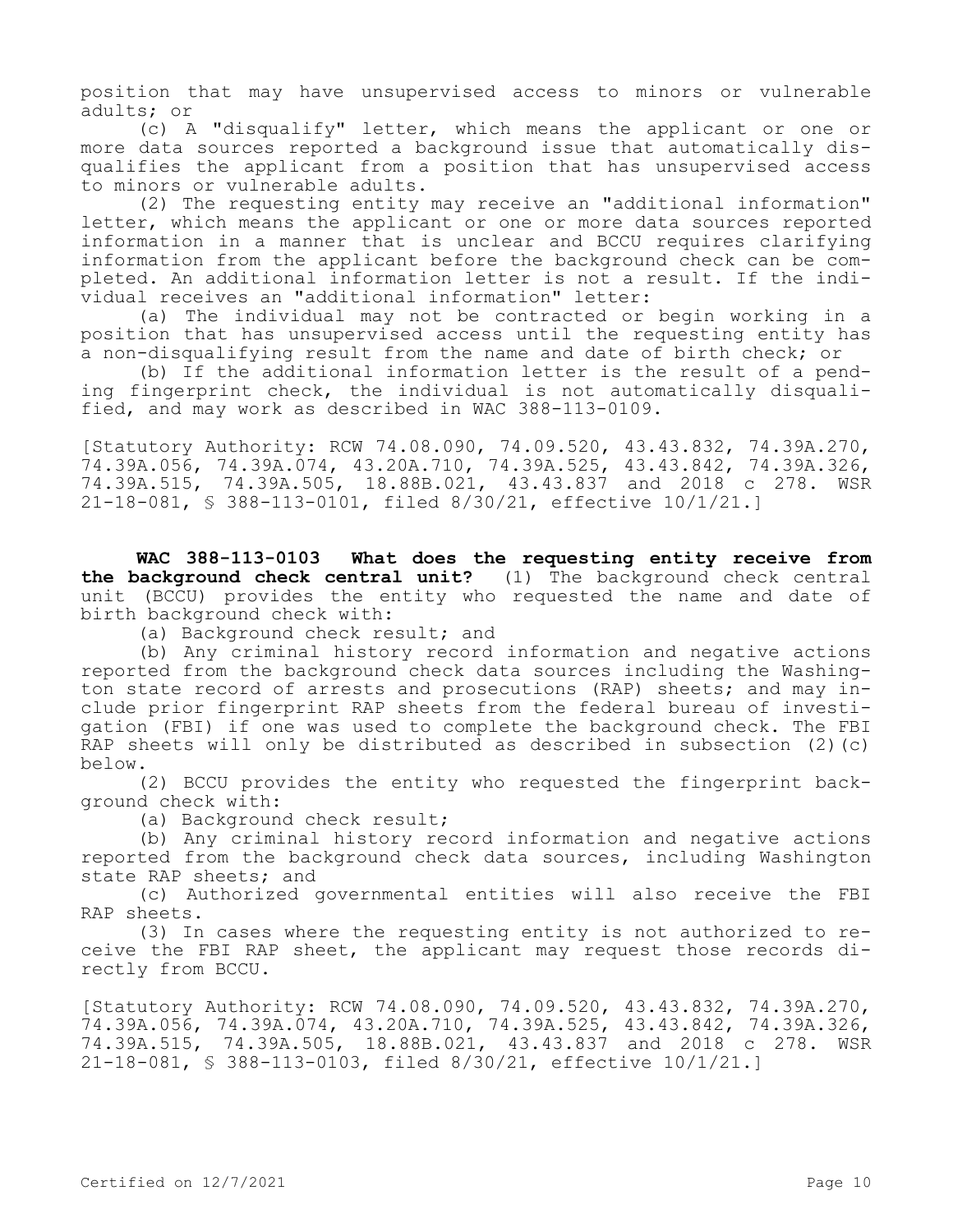position that may have unsupervised access to minors or vulnerable adults; or

(c) A "disqualify" letter, which means the applicant or one or more data sources reported a background issue that automatically disqualifies the applicant from a position that has unsupervised access to minors or vulnerable adults.

(2) The requesting entity may receive an "additional information" letter, which means the applicant or one or more data sources reported information in a manner that is unclear and BCCU requires clarifying information from the applicant before the background check can be completed. An additional information letter is not a result. If the individual receives an "additional information" letter:

(a) The individual may not be contracted or begin working in a position that has unsupervised access until the requesting entity has a non-disqualifying result from the name and date of birth check; or

(b) If the additional information letter is the result of a pending fingerprint check, the individual is not automatically disqualified, and may work as described in WAC 388-113-0109.

[Statutory Authority: RCW 74.08.090, 74.09.520, 43.43.832, 74.39A.270, 74.39A.056, 74.39A.074, 43.20A.710, 74.39A.525, 43.43.842, 74.39A.326, 74.39A.515, 74.39A.505, 18.88B.021, 43.43.837 and 2018 c 278. WSR 21-18-081, § 388-113-0101, filed 8/30/21, effective 10/1/21.]

**WAC 388-113-0103 What does the requesting entity receive from the background check central unit?** (1) The background check central unit (BCCU) provides the entity who requested the name and date of birth background check with:

(a) Background check result; and

(b) Any criminal history record information and negative actions reported from the background check data sources including the Washington state record of arrests and prosecutions (RAP) sheets; and may include prior fingerprint RAP sheets from the federal bureau of investigation (FBI) if one was used to complete the background check. The FBI RAP sheets will only be distributed as described in subsection (2)(c) below.

(2) BCCU provides the entity who requested the fingerprint background check with:

(a) Background check result;

(b) Any criminal history record information and negative actions reported from the background check data sources, including Washington state RAP sheets; and

(c) Authorized governmental entities will also receive the FBI RAP sheets.

(3) In cases where the requesting entity is not authorized to receive the FBI RAP sheet, the applicant may request those records directly from BCCU.

[Statutory Authority: RCW 74.08.090, 74.09.520, 43.43.832, 74.39A.270, 74.39A.056, 74.39A.074, 43.20A.710, 74.39A.525, 43.43.842, 74.39A.326, 74.39A.515, 74.39A.505, 18.88B.021, 43.43.837 and 2018 c 278. WSR 21-18-081, § 388-113-0103, filed 8/30/21, effective 10/1/21.]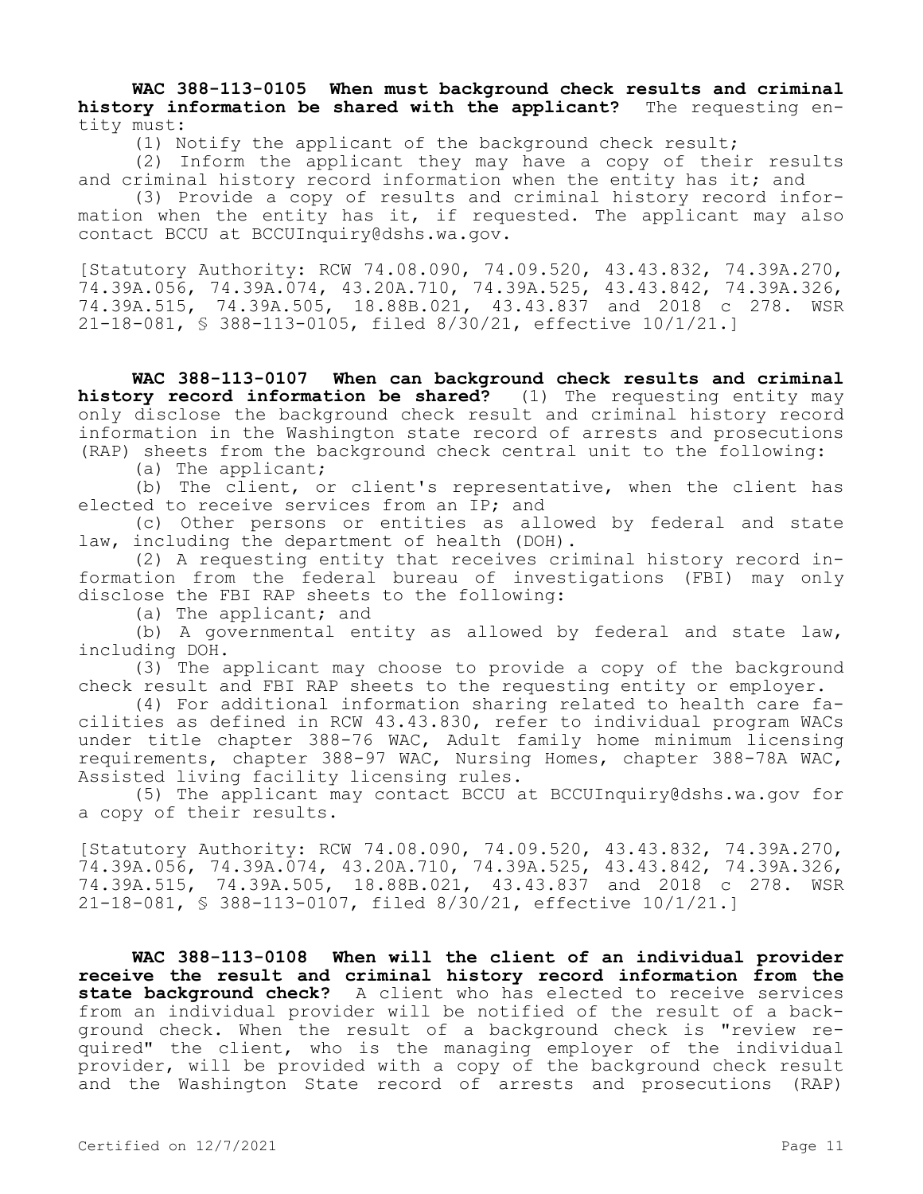**WAC 388-113-0105 When must background check results and criminal history information be shared with the applicant?** The requesting entity must:

(1) Notify the applicant of the background check result;

(2) Inform the applicant they may have a copy of their results and criminal history record information when the entity has it; and

(3) Provide a copy of results and criminal history record information when the entity has it, if requested. The applicant may also contact BCCU at BCCUInquiry@dshs.wa.gov.

[Statutory Authority: RCW 74.08.090, 74.09.520, 43.43.832, 74.39A.270, 74.39A.056, 74.39A.074, 43.20A.710, 74.39A.525, 43.43.842, 74.39A.326, 74.39A.515, 74.39A.505, 18.88B.021, 43.43.837 and 2018 c 278. WSR 21-18-081, § 388-113-0105, filed 8/30/21, effective 10/1/21.]

**WAC 388-113-0107 When can background check results and criminal history record information be shared?** (1) The requesting entity may only disclose the background check result and criminal history record information in the Washington state record of arrests and prosecutions (RAP) sheets from the background check central unit to the following:

(a) The applicant;

(b) The client, or client's representative, when the client has elected to receive services from an IP; and

(c) Other persons or entities as allowed by federal and state law, including the department of health (DOH).

(2) A requesting entity that receives criminal history record information from the federal bureau of investigations (FBI) may only disclose the FBI RAP sheets to the following:

(a) The applicant; and

(b) A governmental entity as allowed by federal and state law, including DOH.

(3) The applicant may choose to provide a copy of the background check result and FBI RAP sheets to the requesting entity or employer.

(4) For additional information sharing related to health care facilities as defined in RCW 43.43.830, refer to individual program WACs under title chapter 388-76 WAC, Adult family home minimum licensing requirements, chapter 388-97 WAC, Nursing Homes, chapter 388-78A WAC, Assisted living facility licensing rules.

(5) The applicant may contact BCCU at BCCUInquiry@dshs.wa.gov for a copy of their results.

[Statutory Authority: RCW 74.08.090, 74.09.520, 43.43.832, 74.39A.270, 74.39A.056, 74.39A.074, 43.20A.710, 74.39A.525, 43.43.842, 74.39A.326, 74.39A.515, 74.39A.505, 18.88B.021, 43.43.837 and 2018 c 278. WSR 21-18-081, § 388-113-0107, filed 8/30/21, effective 10/1/21.]

**WAC 388-113-0108 When will the client of an individual provider receive the result and criminal history record information from the state background check?** A client who has elected to receive services from an individual provider will be notified of the result of a background check. When the result of a background check is "review required" the client, who is the managing employer of the individual provider, will be provided with a copy of the background check result and the Washington State record of arrests and prosecutions (RAP)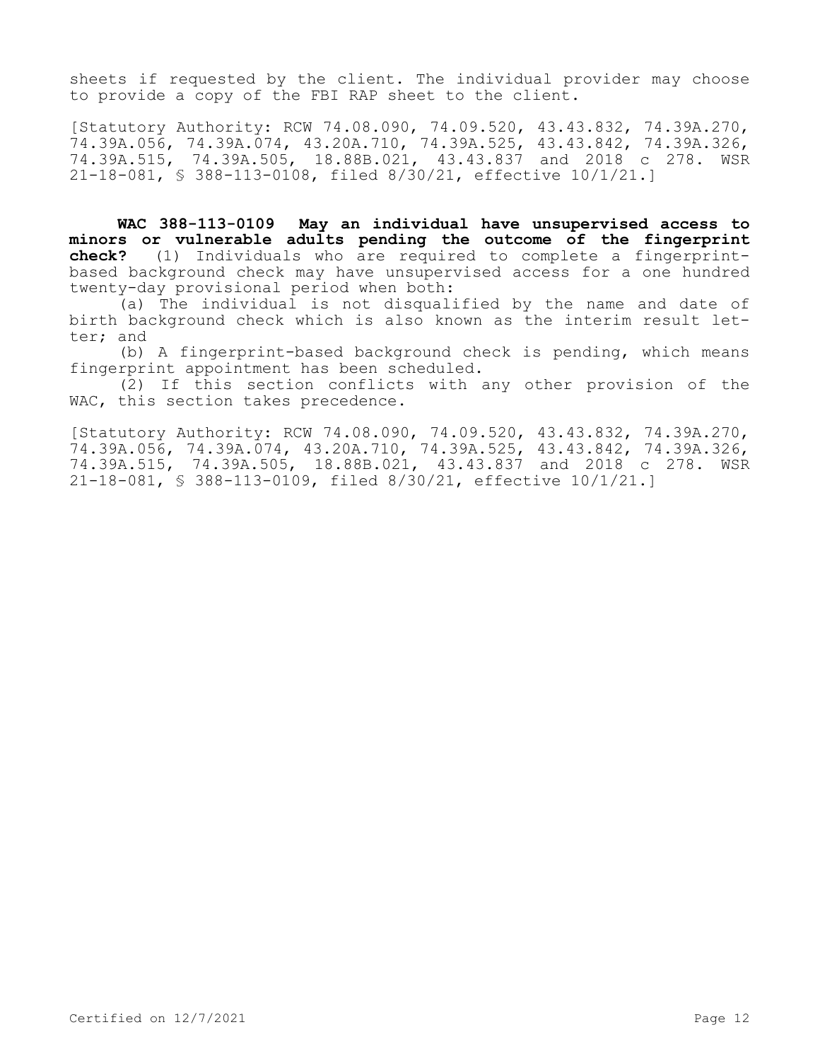sheets if requested by the client. The individual provider may choose to provide a copy of the FBI RAP sheet to the client.

[Statutory Authority: RCW 74.08.090, 74.09.520, 43.43.832, 74.39A.270, 74.39A.056, 74.39A.074, 43.20A.710, 74.39A.525, 43.43.842, 74.39A.326, 74.39A.515, 74.39A.505, 18.88B.021, 43.43.837 and 2018 c 278. WSR 21-18-081, § 388-113-0108, filed 8/30/21, effective 10/1/21.]

**WAC 388-113-0109 May an individual have unsupervised access to minors or vulnerable adults pending the outcome of the fingerprint check?** (1) Individuals who are required to complete a fingerprint-based background check may have unsupervised access for a one hundred twenty-day provisional period when both:

(a) The individual is not disqualified by the name and date of birth background check which is also known as the interim result letter; and

(b) A fingerprint-based background check is pending, which means fingerprint appointment has been scheduled.

(2) If this section conflicts with any other provision of the WAC, this section takes precedence.

[Statutory Authority: RCW 74.08.090, 74.09.520, 43.43.832, 74.39A.270, 74.39A.056, 74.39A.074, 43.20A.710, 74.39A.525, 43.43.842, 74.39A.326, 74.39A.515, 74.39A.505, 18.88B.021, 43.43.837 and 2018 c 278. WSR 21-18-081, § 388-113-0109, filed 8/30/21, effective 10/1/21.]